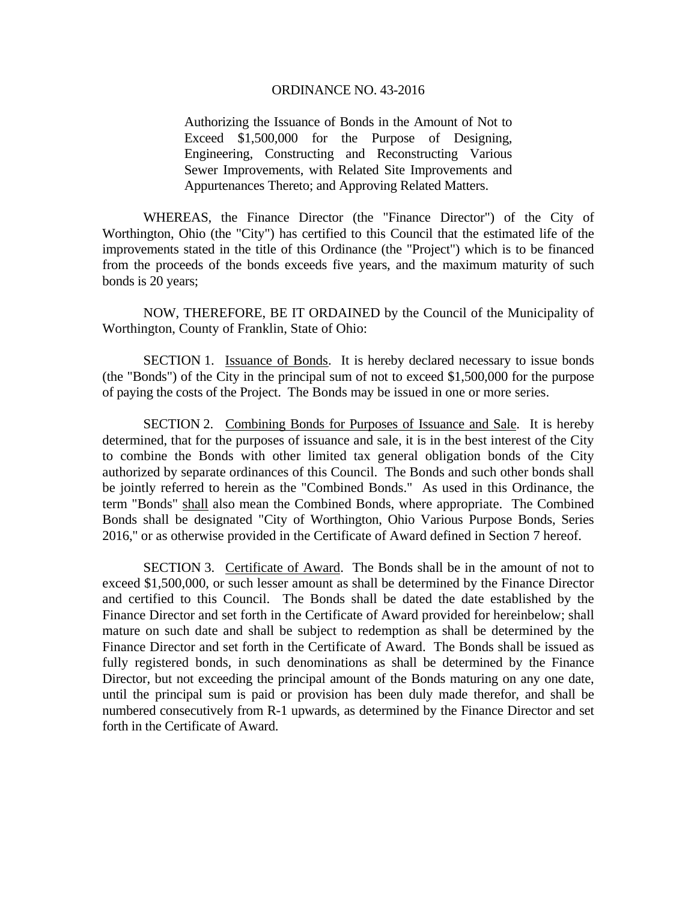# ORDINANCE NO. 43-2016

Authorizing the Issuance of Bonds in the Amount of Not to Exceed $1,500,000 for the Purpose of Designing, Engineering, Constructing and Reconstructing Various Sewer Improvements, with Related Site Improvements and Appurtenances Thereto; and Approving Related Matters.

WHEREAS, the Finance Director (the "Finance Director") of the City of Worthington, Ohio (the "City") has certified to this Council that the estimated life of the improvements stated in the title of this Ordinance (the "Project") which is to be financed from the proceeds of the bonds exceeds five years, and the maximum maturity of such bonds is 20 years;

NOW, THEREFORE, BE IT ORDAINED by the Council of the Municipality of Worthington, County of Franklin, State of Ohio:

SECTION 1. Issuance of Bonds. It is hereby declared necessary to issue bonds (the "Bonds") of the City in the principal sum of not to exceed $1,500,000 for the purpose of paying the costs of the Project. The Bonds may be issued in one or more series.

SECTION 2. Combining Bonds for Purposes of Issuance and Sale. It is hereby determined, that for the purposes of issuance and sale, it is in the best interest of the City to combine the Bonds with other limited tax general obligation bonds of the City authorized by separate ordinances of this Council. The Bonds and such other bonds shall be jointly referred to herein as the "Combined Bonds." As used in this Ordinance, the term "Bonds" shall also mean the Combined Bonds, where appropriate. The Combined Bonds shall be designated "City of Worthington, Ohio Various Purpose Bonds, Series 2016," or as otherwise provided in the Certificate of Award defined in Section 7 hereof.

SECTION 3. Certificate of Award. The Bonds shall be in the amount of not to exceed $1,500,000, or such lesser amount as shall be determined by the Finance Director and certified to this Council. The Bonds shall be dated the date established by the Finance Director and set forth in the Certificate of Award provided for hereinbelow; shall mature on such date and shall be subject to redemption as shall be determined by the Finance Director and set forth in the Certificate of Award. The Bonds shall be issued as fully registered bonds, in such denominations as shall be determined by the Finance Director, but not exceeding the principal amount of the Bonds maturing on any one date, until the principal sum is paid or provision has been duly made therefor, and shall be numbered consecutively from R-1 upwards, as determined by the Finance Director and set forth in the Certificate of Award.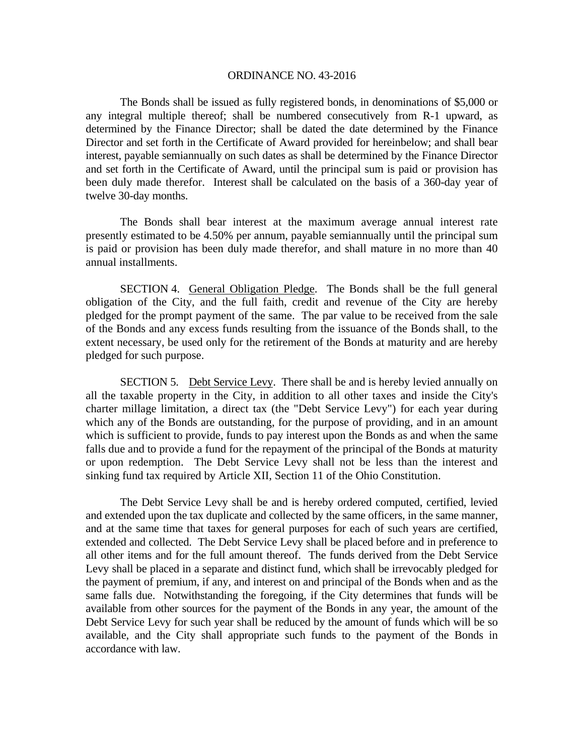The Bonds shall be issued as fully registered bonds, in denominations of $5,000 or any integral multiple thereof; shall be numbered consecutively from R-1 upward, as determined by the Finance Director; shall be dated the date determined by the Finance Director and set forth in the Certificate of Award provided for hereinbelow; and shall bear interest, payable semiannually on such dates as shall be determined by the Finance Director and set forth in the Certificate of Award, until the principal sum is paid or provision has been duly made therefor. Interest shall be calculated on the basis of a 360-day year of twelve 30-day months.

The Bonds shall bear interest at the maximum average annual interest rate presently estimated to be 4.50% per annum, payable semiannually until the principal sum is paid or provision has been duly made therefor, and shall mature in no more than 40 annual installments.

SECTION 4. General Obligation Pledge. The Bonds shall be the full general obligation of the City, and the full faith, credit and revenue of the City are hereby pledged for the prompt payment of the same. The par value to be received from the sale of the Bonds and any excess funds resulting from the issuance of the Bonds shall, to the extent necessary, be used only for the retirement of the Bonds at maturity and are hereby pledged for such purpose.

SECTION 5. Debt Service Levy. There shall be and is hereby levied annually on all the taxable property in the City, in addition to all other taxes and inside the City's charter millage limitation, a direct tax (the "Debt Service Levy") for each year during which any of the Bonds are outstanding, for the purpose of providing, and in an amount which is sufficient to provide, funds to pay interest upon the Bonds as and when the same falls due and to provide a fund for the repayment of the principal of the Bonds at maturity or upon redemption. The Debt Service Levy shall not be less than the interest and sinking fund tax required by Article XII, Section 11 of the Ohio Constitution.

The Debt Service Levy shall be and is hereby ordered computed, certified, levied and extended upon the tax duplicate and collected by the same officers, in the same manner, and at the same time that taxes for general purposes for each of such years are certified, extended and collected. The Debt Service Levy shall be placed before and in preference to all other items and for the full amount thereof. The funds derived from the Debt Service Levy shall be placed in a separate and distinct fund, which shall be irrevocably pledged for the payment of premium, if any, and interest on and principal of the Bonds when and as the same falls due. Notwithstanding the foregoing, if the City determines that funds will be available from other sources for the payment of the Bonds in any year, the amount of the Debt Service Levy for such year shall be reduced by the amount of funds which will be so available, and the City shall appropriate such funds to the payment of the Bonds in accordance with law.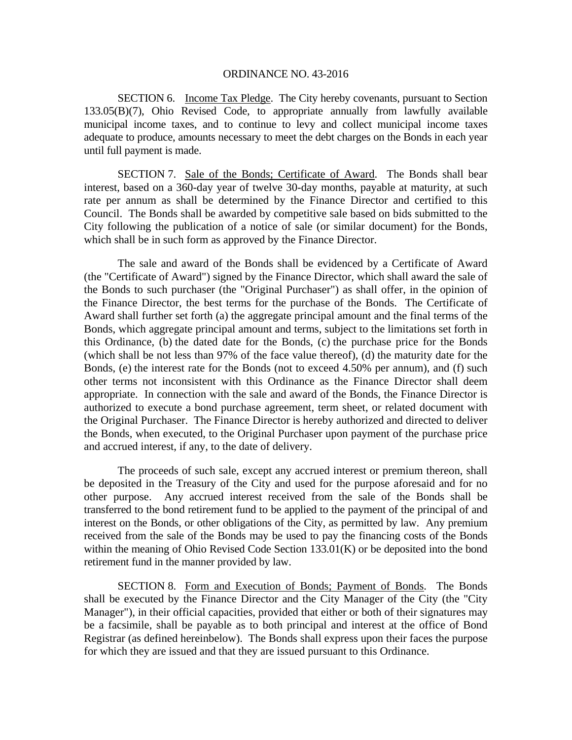ORDINANCE NO. 43-2016

SECTION 6. Income Tax Pledge. The City hereby covenants, pursuant to Section 133.05(B)(7), Ohio Revised Code, to appropriate annually from lawfully available municipal income taxes, and to continue to levy and collect municipal income taxes adequate to produce, amounts necessary to meet the debt charges on the Bonds in each year until full payment is made.

SECTION 7. Sale of the Bonds; Certificate of Award. The Bonds shall bear interest, based on a 360-day year of twelve 30-day months, payable at maturity, at such rate per annum as shall be determined by the Finance Director and certified to this Council. The Bonds shall be awarded by competitive sale based on bids submitted to the City following the publication of a notice of sale (or similar document) for the Bonds, which shall be in such form as approved by the Finance Director.

The sale and award of the Bonds shall be evidenced by a Certificate of Award (the "Certificate of Award") signed by the Finance Director, which shall award the sale of the Bonds to such purchaser (the "Original Purchaser") as shall offer, in the opinion of the Finance Director, the best terms for the purchase of the Bonds. The Certificate of Award shall further set forth (a) the aggregate principal amount and the final terms of the Bonds, which aggregate principal amount and terms, subject to the limitations set forth in this Ordinance, (b) the dated date for the Bonds, (c) the purchase price for the Bonds (which shall be not less than 97% of the face value thereof), (d) the maturity date for the Bonds, (e) the interest rate for the Bonds (not to exceed 4.50% per annum), and (f) such other terms not inconsistent with this Ordinance as the Finance Director shall deem appropriate. In connection with the sale and award of the Bonds, the Finance Director is authorized to execute a bond purchase agreement, term sheet, or related document with the Original Purchaser. The Finance Director is hereby authorized and directed to deliver the Bonds, when executed, to the Original Purchaser upon payment of the purchase price and accrued interest, if any, to the date of delivery.

The proceeds of such sale, except any accrued interest or premium thereon, shall be deposited in the Treasury of the City and used for the purpose aforesaid and for no other purpose. Any accrued interest received from the sale of the Bonds shall be transferred to the bond retirement fund to be applied to the payment of the principal of and interest on the Bonds, or other obligations of the City, as permitted by law. Any premium received from the sale of the Bonds may be used to pay the financing costs of the Bonds within the meaning of Ohio Revised Code Section 133.01(K) or be deposited into the bond retirement fund in the manner provided by law.

SECTION 8. Form and Execution of Bonds; Payment of Bonds. The Bonds shall be executed by the Finance Director and the City Manager of the City (the "City Manager"), in their official capacities, provided that either or both of their signatures may be a facsimile, shall be payable as to both principal and interest at the office of Bond Registrar (as defined hereinbelow). The Bonds shall express upon their faces the purpose for which they are issued and that they are issued pursuant to this Ordinance.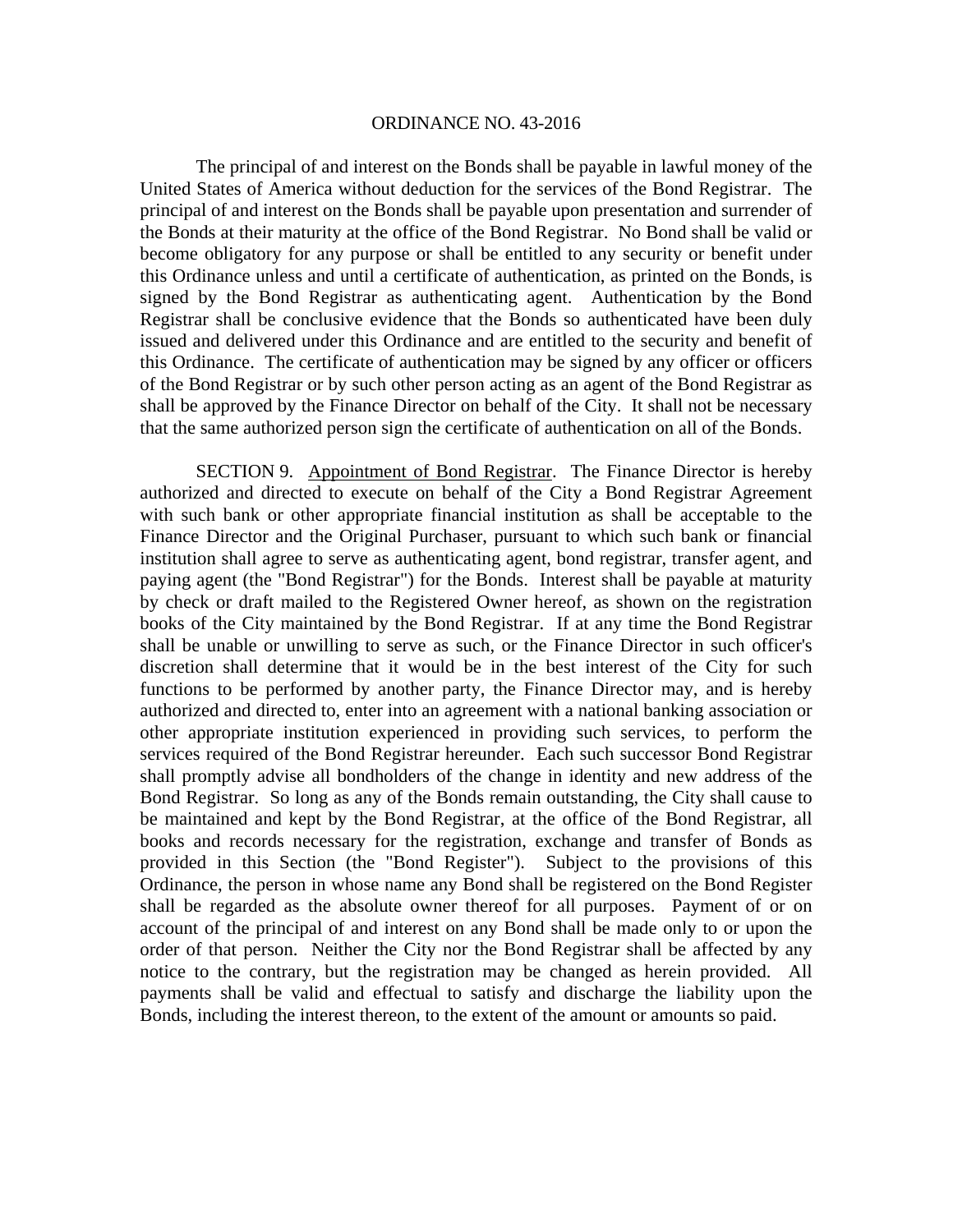The principal of and interest on the Bonds shall be payable in lawful money of the United States of America without deduction for the services of the Bond Registrar. The principal of and interest on the Bonds shall be payable upon presentation and surrender of the Bonds at their maturity at the office of the Bond Registrar. No Bond shall be valid or become obligatory for any purpose or shall be entitled to any security or benefit under this Ordinance unless and until a certificate of authentication, as printed on the Bonds, is signed by the Bond Registrar as authenticating agent. Authentication by the Bond Registrar shall be conclusive evidence that the Bonds so authenticated have been duly issued and delivered under this Ordinance and are entitled to the security and benefit of this Ordinance. The certificate of authentication may be signed by any officer or officers of the Bond Registrar or by such other person acting as an agent of the Bond Registrar as shall be approved by the Finance Director on behalf of the City. It shall not be necessary that the same authorized person sign the certificate of authentication on all of the Bonds.

SECTION 9. Appointment of Bond Registrar. The Finance Director is hereby authorized and directed to execute on behalf of the City a Bond Registrar Agreement with such bank or other appropriate financial institution as shall be acceptable to the Finance Director and the Original Purchaser, pursuant to which such bank or financial institution shall agree to serve as authenticating agent, bond registrar, transfer agent, and paying agent (the "Bond Registrar") for the Bonds. Interest shall be payable at maturity by check or draft mailed to the Registered Owner hereof, as shown on the registration books of the City maintained by the Bond Registrar. If at any time the Bond Registrar shall be unable or unwilling to serve as such, or the Finance Director in such officer's discretion shall determine that it would be in the best interest of the City for such functions to be performed by another party, the Finance Director may, and is hereby authorized and directed to, enter into an agreement with a national banking association or other appropriate institution experienced in providing such services, to perform the services required of the Bond Registrar hereunder. Each such successor Bond Registrar shall promptly advise all bondholders of the change in identity and new address of the Bond Registrar. So long as any of the Bonds remain outstanding, the City shall cause to be maintained and kept by the Bond Registrar, at the office of the Bond Registrar, all books and records necessary for the registration, exchange and transfer of Bonds as provided in this Section (the "Bond Register"). Subject to the provisions of this Ordinance, the person in whose name any Bond shall be registered on the Bond Register shall be regarded as the absolute owner thereof for all purposes. Payment of or on account of the principal of and interest on any Bond shall be made only to or upon the order of that person. Neither the City nor the Bond Registrar shall be affected by any notice to the contrary, but the registration may be changed as herein provided. All payments shall be valid and effectual to satisfy and discharge the liability upon the Bonds, including the interest thereon, to the extent of the amount or amounts so paid.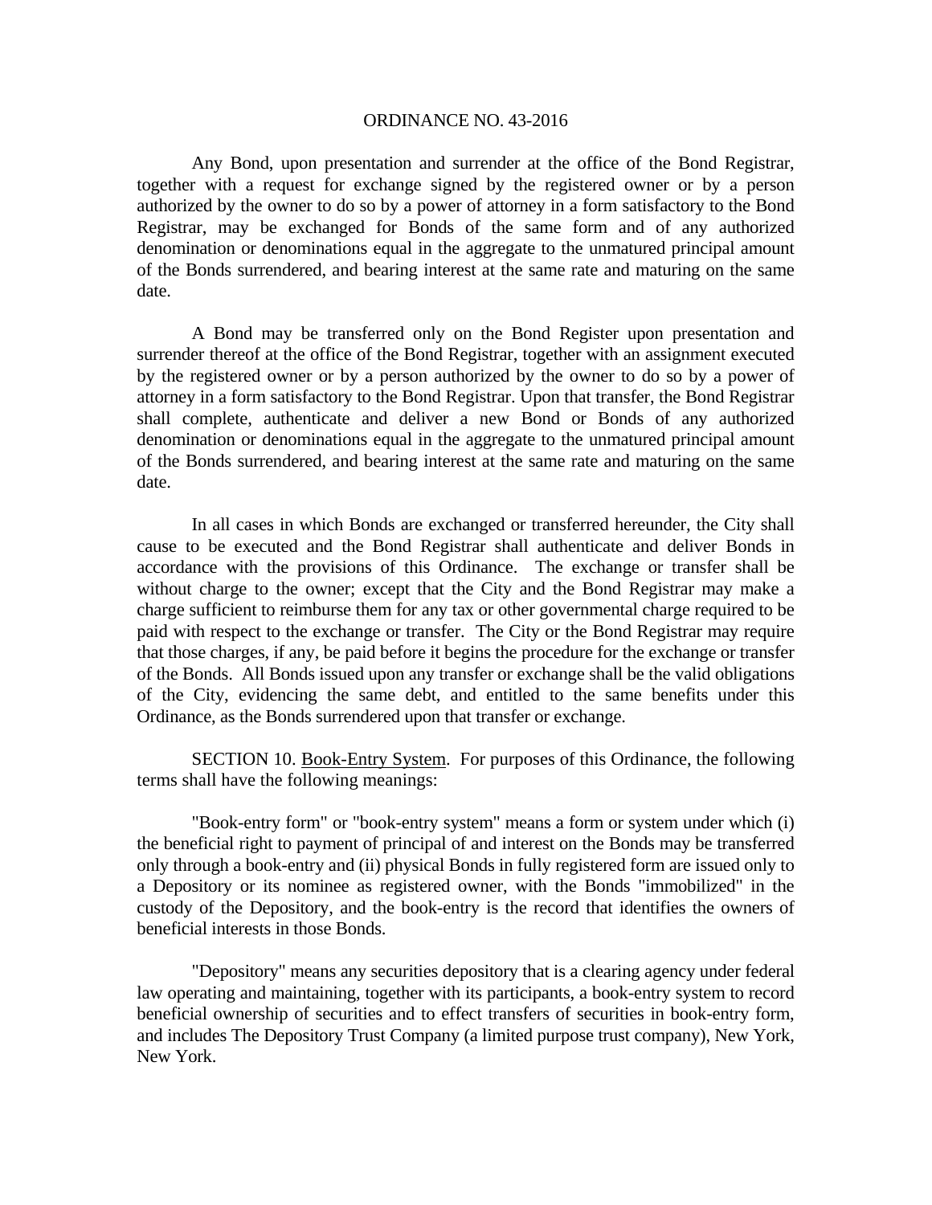Any Bond, upon presentation and surrender at the office of the Bond Registrar, together with a request for exchange signed by the registered owner or by a person authorized by the owner to do so by a power of attorney in a form satisfactory to the Bond Registrar, may be exchanged for Bonds of the same form and of any authorized denomination or denominations equal in the aggregate to the unmatured principal amount of the Bonds surrendered, and bearing interest at the same rate and maturing on the same date.

A Bond may be transferred only on the Bond Register upon presentation and surrender thereof at the office of the Bond Registrar, together with an assignment executed by the registered owner or by a person authorized by the owner to do so by a power of attorney in a form satisfactory to the Bond Registrar. Upon that transfer, the Bond Registrar shall complete, authenticate and deliver a new Bond or Bonds of any authorized denomination or denominations equal in the aggregate to the unmatured principal amount of the Bonds surrendered, and bearing interest at the same rate and maturing on the same date.

In all cases in which Bonds are exchanged or transferred hereunder, the City shall cause to be executed and the Bond Registrar shall authenticate and deliver Bonds in accordance with the provisions of this Ordinance. The exchange or transfer shall be without charge to the owner; except that the City and the Bond Registrar may make a charge sufficient to reimburse them for any tax or other governmental charge required to be paid with respect to the exchange or transfer. The City or the Bond Registrar may require that those charges, if any, be paid before it begins the procedure for the exchange or transfer of the Bonds. All Bonds issued upon any transfer or exchange shall be the valid obligations of the City, evidencing the same debt, and entitled to the same benefits under this Ordinance, as the Bonds surrendered upon that transfer or exchange.

SECTION 10. Book-Entry System. For purposes of this Ordinance, the following terms shall have the following meanings:

"Book-entry form" or "book-entry system" means a form or system under which (i) the beneficial right to payment of principal of and interest on the Bonds may be transferred only through a book-entry and (ii) physical Bonds in fully registered form are issued only to a Depository or its nominee as registered owner, with the Bonds "immobilized" in the custody of the Depository, and the book-entry is the record that identifies the owners of beneficial interests in those Bonds.

"Depository" means any securities depository that is a clearing agency under federal law operating and maintaining, together with its participants, a book-entry system to record beneficial ownership of securities and to effect transfers of securities in book-entry form, and includes The Depository Trust Company (a limited purpose trust company), New York, New York.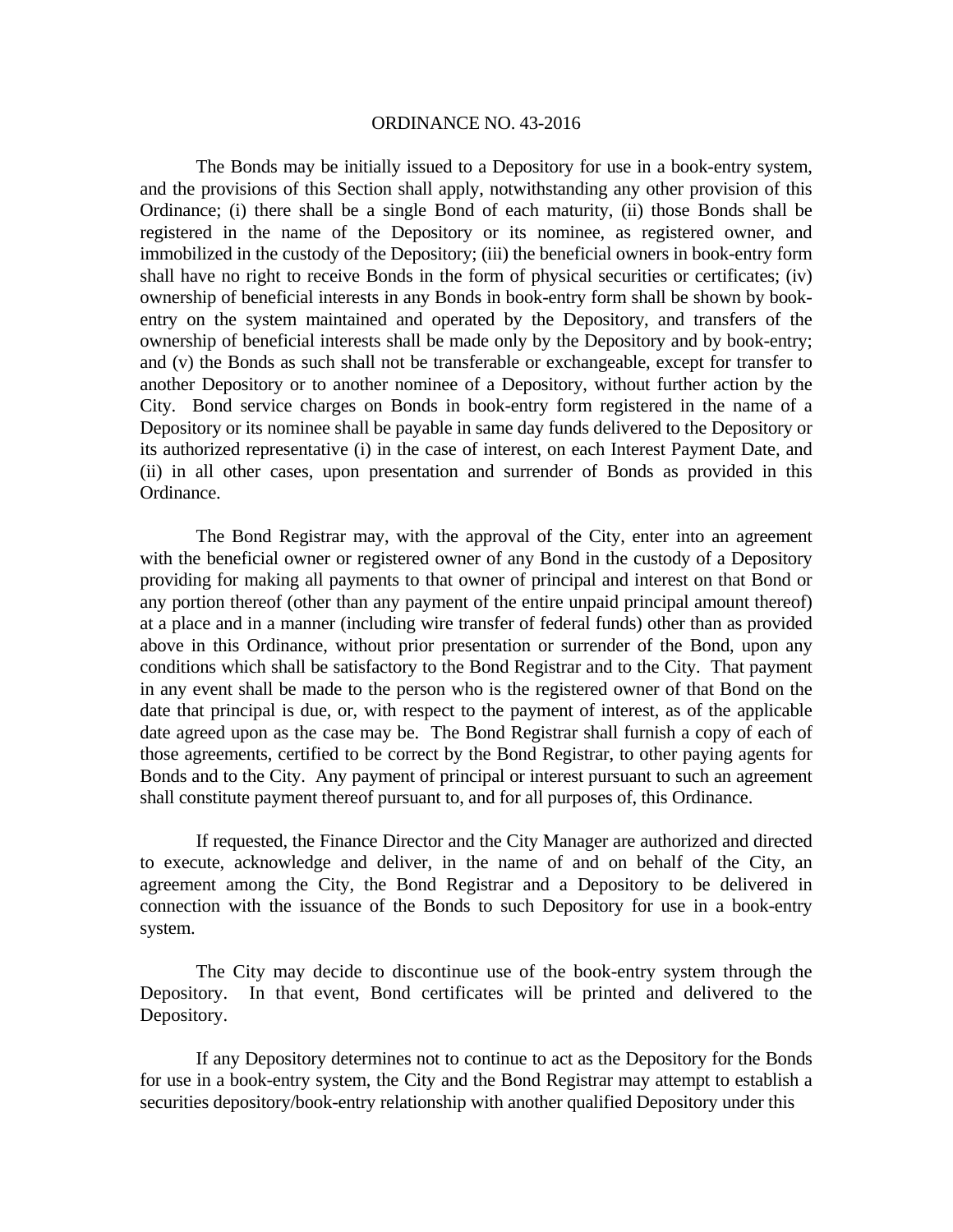The Bonds may be initially issued to a Depository for use in a book-entry system, and the provisions of this Section shall apply, notwithstanding any other provision of this Ordinance; (i) there shall be a single Bond of each maturity, (ii) those Bonds shall be registered in the name of the Depository or its nominee, as registered owner, and immobilized in the custody of the Depository; (iii) the beneficial owners in book-entry form shall have no right to receive Bonds in the form of physical securities or certificates; (iv) ownership of beneficial interests in any Bonds in book-entry form shall be shown by book-entry on the system maintained and operated by the Depository, and transfers of the ownership of beneficial interests shall be made only by the Depository and by book-entry; and (v) the Bonds as such shall not be transferable or exchangeable, except for transfer to another Depository or to another nominee of a Depository, without further action by the City. Bond service charges on Bonds in book-entry form registered in the name of a Depository or its nominee shall be payable in same day funds delivered to the Depository or its authorized representative (i) in the case of interest, on each Interest Payment Date, and (ii) in all other cases, upon presentation and surrender of Bonds as provided in this Ordinance.

The Bond Registrar may, with the approval of the City, enter into an agreement with the beneficial owner or registered owner of any Bond in the custody of a Depository providing for making all payments to that owner of principal and interest on that Bond or any portion thereof (other than any payment of the entire unpaid principal amount thereof) at a place and in a manner (including wire transfer of federal funds) other than as provided above in this Ordinance, without prior presentation or surrender of the Bond, upon any conditions which shall be satisfactory to the Bond Registrar and to the City. That payment in any event shall be made to the person who is the registered owner of that Bond on the date that principal is due, or, with respect to the payment of interest, as of the applicable date agreed upon as the case may be. The Bond Registrar shall furnish a copy of each of those agreements, certified to be correct by the Bond Registrar, to other paying agents for Bonds and to the City. Any payment of principal or interest pursuant to such an agreement shall constitute payment thereof pursuant to, and for all purposes of, this Ordinance.

If requested, the Finance Director and the City Manager are authorized and directed to execute, acknowledge and deliver, in the name of and on behalf of the City, an agreement among the City, the Bond Registrar and a Depository to be delivered in connection with the issuance of the Bonds to such Depository for use in a book-entry system.

The City may decide to discontinue use of the book-entry system through the Depository. In that event, Bond certificates will be printed and delivered to the Depository.

If any Depository determines not to continue to act as the Depository for the Bonds for use in a book-entry system, the City and the Bond Registrar may attempt to establish a securities depository/book-entry relationship with another qualified Depository under this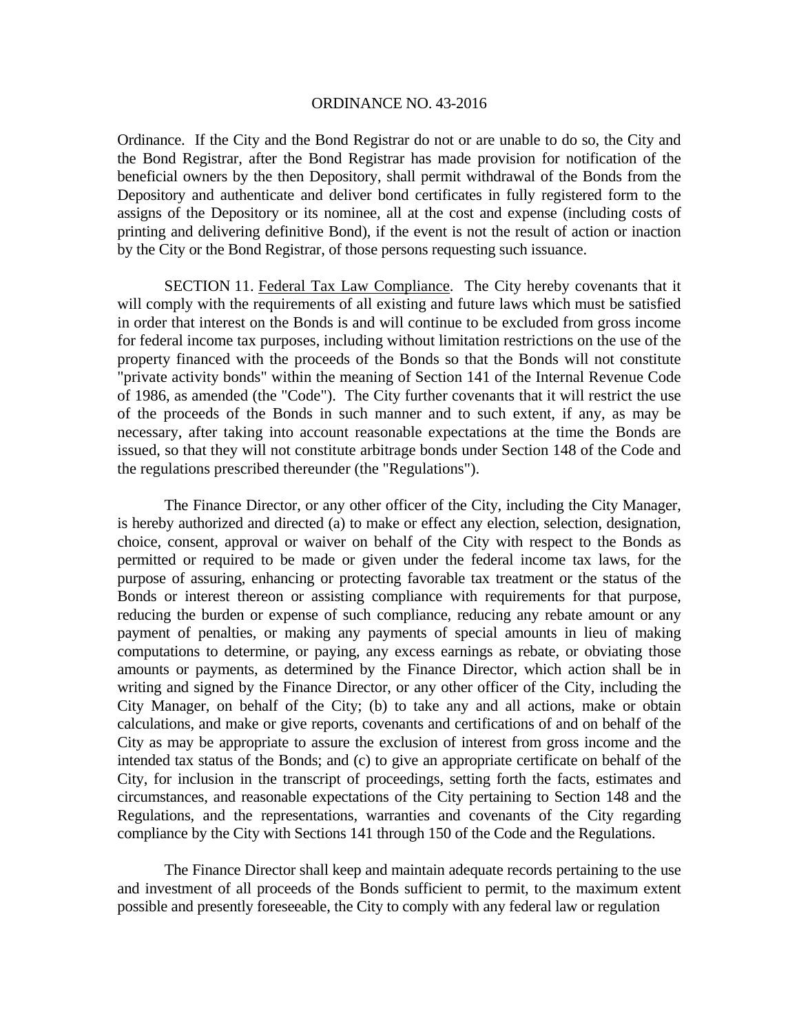Ordinance. If the City and the Bond Registrar do not or are unable to do so, the City and the Bond Registrar, after the Bond Registrar has made provision for notification of the beneficial owners by the then Depository, shall permit withdrawal of the Bonds from the Depository and authenticate and deliver bond certificates in fully registered form to the assigns of the Depository or its nominee, all at the cost and expense (including costs of printing and delivering definitive Bond), if the event is not the result of action or inaction by the City or the Bond Registrar, of those persons requesting such issuance.

SECTION 11. Federal Tax Law Compliance. The City hereby covenants that it will comply with the requirements of all existing and future laws which must be satisfied in order that interest on the Bonds is and will continue to be excluded from gross income for federal income tax purposes, including without limitation restrictions on the use of the property financed with the proceeds of the Bonds so that the Bonds will not constitute "private activity bonds" within the meaning of Section 141 of the Internal Revenue Code of 1986, as amended (the "Code"). The City further covenants that it will restrict the use of the proceeds of the Bonds in such manner and to such extent, if any, as may be necessary, after taking into account reasonable expectations at the time the Bonds are issued, so that they will not constitute arbitrage bonds under Section 148 of the Code and the regulations prescribed thereunder (the "Regulations").

The Finance Director, or any other officer of the City, including the City Manager, is hereby authorized and directed (a) to make or effect any election, selection, designation, choice, consent, approval or waiver on behalf of the City with respect to the Bonds as permitted or required to be made or given under the federal income tax laws, for the purpose of assuring, enhancing or protecting favorable tax treatment or the status of the Bonds or interest thereon or assisting compliance with requirements for that purpose, reducing the burden or expense of such compliance, reducing any rebate amount or any payment of penalties, or making any payments of special amounts in lieu of making computations to determine, or paying, any excess earnings as rebate, or obviating those amounts or payments, as determined by the Finance Director, which action shall be in writing and signed by the Finance Director, or any other officer of the City, including the City Manager, on behalf of the City; (b) to take any and all actions, make or obtain calculations, and make or give reports, covenants and certifications of and on behalf of the City as may be appropriate to assure the exclusion of interest from gross income and the intended tax status of the Bonds; and (c) to give an appropriate certificate on behalf of the City, for inclusion in the transcript of proceedings, setting forth the facts, estimates and circumstances, and reasonable expectations of the City pertaining to Section 148 and the Regulations, and the representations, warranties and covenants of the City regarding compliance by the City with Sections 141 through 150 of the Code and the Regulations.

The Finance Director shall keep and maintain adequate records pertaining to the use and investment of all proceeds of the Bonds sufficient to permit, to the maximum extent possible and presently foreseeable, the City to comply with any federal law or regulation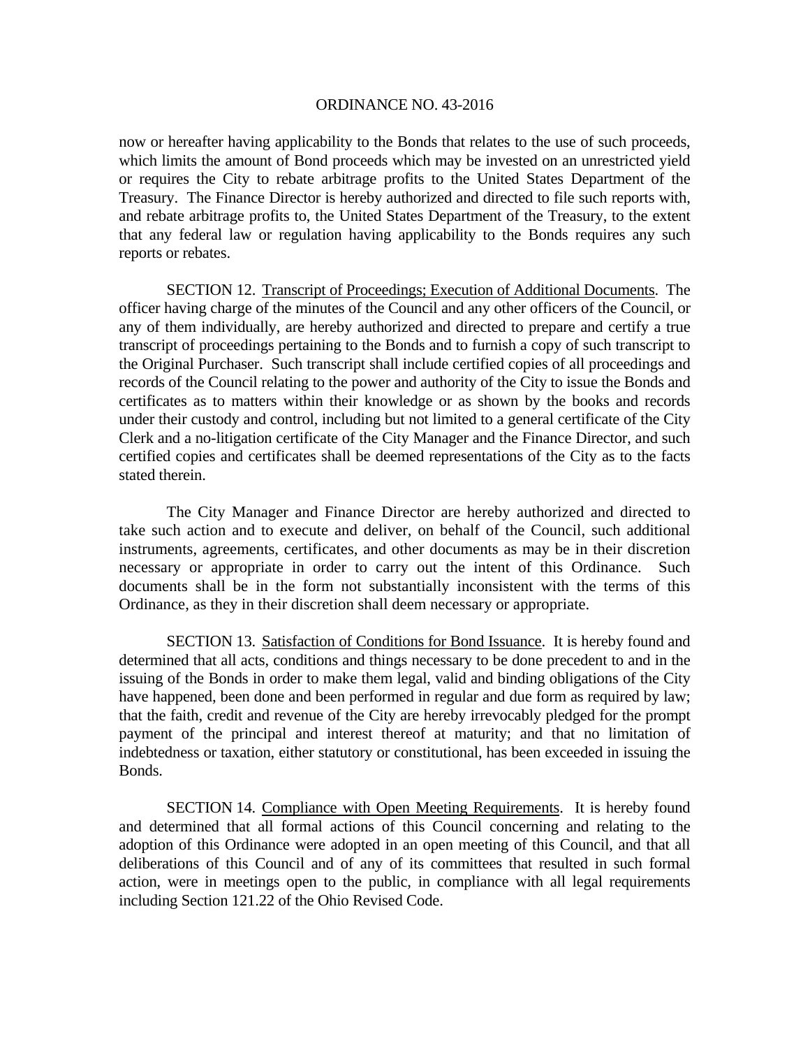now or hereafter having applicability to the Bonds that relates to the use of such proceeds, which limits the amount of Bond proceeds which may be invested on an unrestricted yield or requires the City to rebate arbitrage profits to the United States Department of the Treasury. The Finance Director is hereby authorized and directed to file such reports with, and rebate arbitrage profits to, the United States Department of the Treasury, to the extent that any federal law or regulation having applicability to the Bonds requires any such reports or rebates.

SECTION 12. Transcript of Proceedings; Execution of Additional Documents. The officer having charge of the minutes of the Council and any other officers of the Council, or any of them individually, are hereby authorized and directed to prepare and certify a true transcript of proceedings pertaining to the Bonds and to furnish a copy of such transcript to the Original Purchaser. Such transcript shall include certified copies of all proceedings and records of the Council relating to the power and authority of the City to issue the Bonds and certificates as to matters within their knowledge or as shown by the books and records under their custody and control, including but not limited to a general certificate of the City Clerk and a no-litigation certificate of the City Manager and the Finance Director, and such certified copies and certificates shall be deemed representations of the City as to the facts stated therein.

The City Manager and Finance Director are hereby authorized and directed to take such action and to execute and deliver, on behalf of the Council, such additional instruments, agreements, certificates, and other documents as may be in their discretion necessary or appropriate in order to carry out the intent of this Ordinance. Such documents shall be in the form not substantially inconsistent with the terms of this Ordinance, as they in their discretion shall deem necessary or appropriate.

SECTION 13. Satisfaction of Conditions for Bond Issuance. It is hereby found and determined that all acts, conditions and things necessary to be done precedent to and in the issuing of the Bonds in order to make them legal, valid and binding obligations of the City have happened, been done and been performed in regular and due form as required by law; that the faith, credit and revenue of the City are hereby irrevocably pledged for the prompt payment of the principal and interest thereof at maturity; and that no limitation of indebtedness or taxation, either statutory or constitutional, has been exceeded in issuing the Bonds.

SECTION 14. Compliance with Open Meeting Requirements. It is hereby found and determined that all formal actions of this Council concerning and relating to the adoption of this Ordinance were adopted in an open meeting of this Council, and that all deliberations of this Council and of any of its committees that resulted in such formal action, were in meetings open to the public, in compliance with all legal requirements including Section 121.22 of the Ohio Revised Code.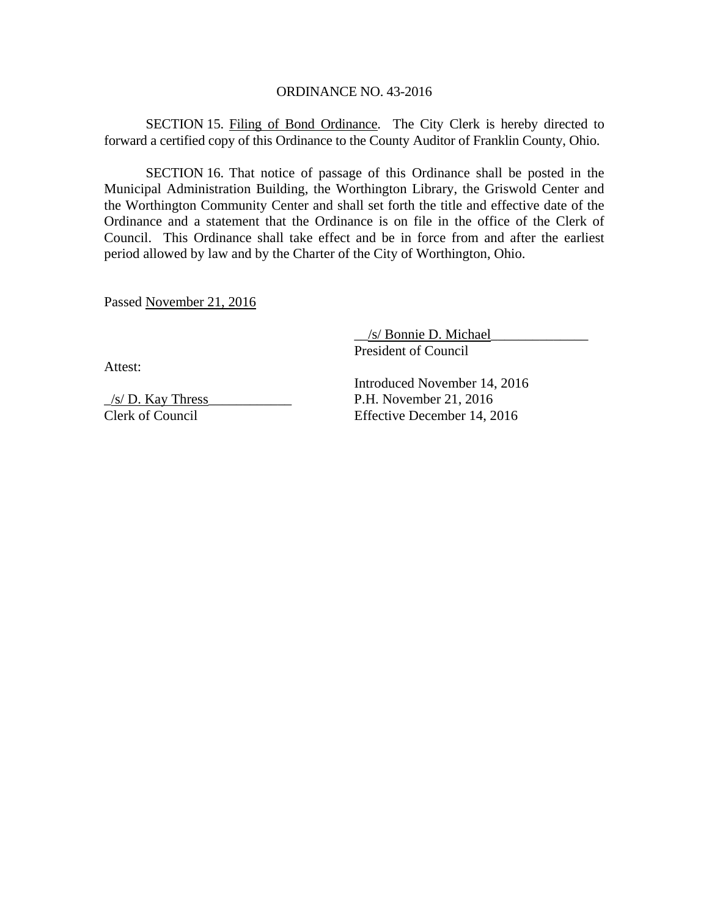ORDINANCE NO. 43-2016

SECTION 15. Filing of Bond Ordinance. The City Clerk is hereby directed to forward a certified copy of this Ordinance to the County Auditor of Franklin County, Ohio.

SECTION 16. That notice of passage of this Ordinance shall be posted in the Municipal Administration Building, the Worthington Library, the Griswold Center and the Worthington Community Center and shall set forth the title and effective date of the Ordinance and a statement that the Ordinance is on file in the office of the Clerk of Council. This Ordinance shall take effect and be in force from and after the earliest period allowed by law and by the Charter of the City of Worthington, Ohio.

Passed November 21, 2016

/s/ Bonnie D. Michael
President of Council

Attest:

/s/ D. Kay Thress
Clerk of Council

Introduced November 14, 2016
P.H. November 21, 2016
Effective December 14, 2016